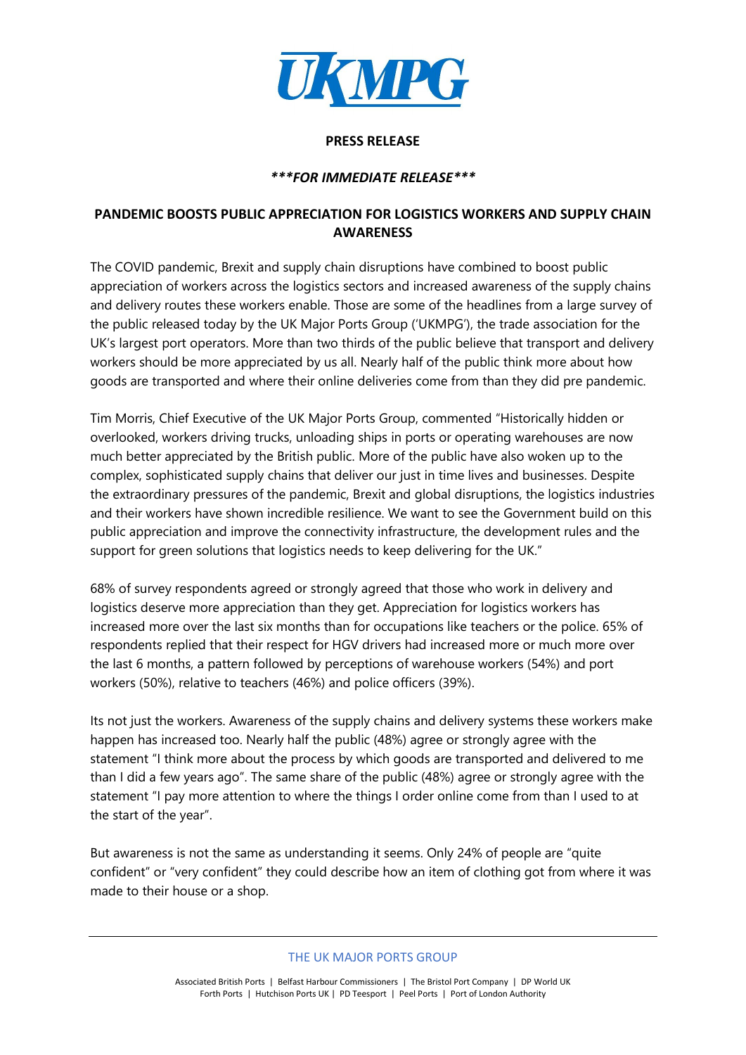UKMPG

**PRESS RELEASE**

***\*\*\*FOR IMMEDIATE RELEASE\*\*\****

# PANDEMIC BOOSTS PUBLIC APPRECIATION FOR LOGISTICS WORKERS AND SUPPLY CHAIN AWARENESS

The COVID pandemic, Brexit and supply chain disruptions have combined to boost public appreciation of workers across the logistics sectors and increased awareness of the supply chains and delivery routes these workers enable. Those are some of the headlines from a large survey of the public released today by the UK Major Ports Group ('UKMPG'), the trade association for the UK's largest port operators. More than two thirds of the public believe that transport and delivery workers should be more appreciated by us all. Nearly half of the public think more about how goods are transported and where their online deliveries come from than they did pre pandemic.

Tim Morris, Chief Executive of the UK Major Ports Group, commented "Historically hidden or overlooked, workers driving trucks, unloading ships in ports or operating warehouses are now much better appreciated by the British public. More of the public have also woken up to the complex, sophisticated supply chains that deliver our just in time lives and businesses. Despite the extraordinary pressures of the pandemic, Brexit and global disruptions, the logistics industries and their workers have shown incredible resilience. We want to see the Government build on this public appreciation and improve the connectivity infrastructure, the development rules and the support for green solutions that logistics needs to keep delivering for the UK."

68% of survey respondents agreed or strongly agreed that those who work in delivery and logistics deserve more appreciation than they get. Appreciation for logistics workers has increased more over the last six months than for occupations like teachers or the police. 65% of respondents replied that their respect for HGV drivers had increased more or much more over the last 6 months, a pattern followed by perceptions of warehouse workers (54%) and port workers (50%), relative to teachers (46%) and police officers (39%).

Its not just the workers. Awareness of the supply chains and delivery systems these workers make happen has increased too. Nearly half the public (48%) agree or strongly agree with the statement "I think more about the process by which goods are transported and delivered to me than I did a few years ago". The same share of the public (48%) agree or strongly agree with the statement "I pay more attention to where the things I order online come from than I used to at the start of the year".

But awareness is not the same as understanding it seems. Only 24% of people are "quite confident" or "very confident" they could describe how an item of clothing got from where it was made to their house or a shop.

THE UK MAJOR PORTS GROUP

Associated British Ports | Belfast Harbour Commissioners | The Bristol Port Company | DP World UK
Forth Ports | Hutchison Ports UK | PD Teesport | Peel Ports | Port of London Authority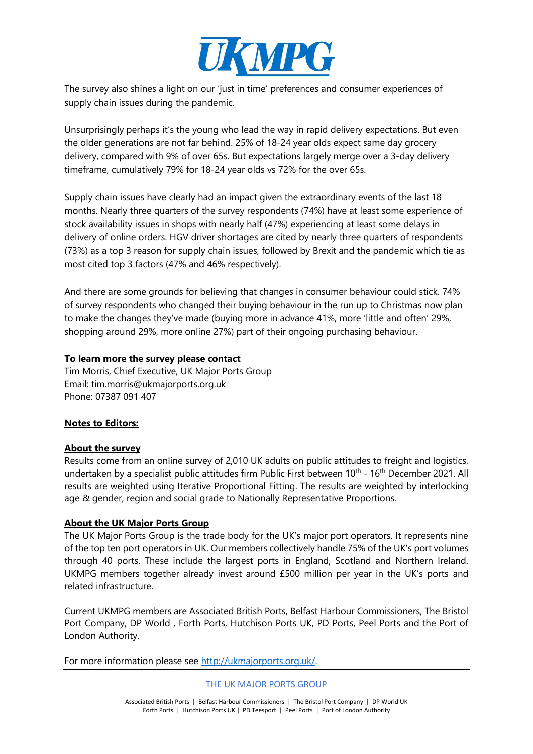The survey also shines a light on our 'just in time' preferences and consumer experiences of supply chain issues during the pandemic.

Unsurprisingly perhaps it's the young who lead the way in rapid delivery expectations. But even the older generations are not far behind. 25% of 18-24 year olds expect same day grocery delivery, compared with 9% of over 65s. But expectations largely merge over a 3-day delivery timeframe, cumulatively 79% for 18-24 year olds vs 72% for the over 65s.

Supply chain issues have clearly had an impact given the extraordinary events of the last 18 months. Nearly three quarters of the survey respondents (74%) have at least some experience of stock availability issues in shops with nearly half (47%) experiencing at least some delays in delivery of online orders. HGV driver shortages are cited by nearly three quarters of respondents (73%) as a top 3 reason for supply chain issues, followed by Brexit and the pandemic which tie as most cited top 3 factors (47% and 46% respectively).

And there are some grounds for believing that changes in consumer behaviour could stick. 74% of survey respondents who changed their buying behaviour in the run up to Christmas now plan to make the changes they've made (buying more in advance 41%, more 'little and often' 29%, shopping around 29%, more online 27%) part of their ongoing purchasing behaviour.

**To learn more the survey please contact**

Tim Morris, Chief Executive, UK Major Ports Group
Email: tim.morris@ukmajorports.org.uk
Phone: 07387 091 407

**Notes to Editors:**

**About the survey**

Results come from an online survey of 2,010 UK adults on public attitudes to freight and logistics, undertaken by a specialist public attitudes firm Public First between 10th - 16th December 2021. All results are weighted using Iterative Proportional Fitting. The results are weighted by interlocking age & gender, region and social grade to Nationally Representative Proportions.

**About the UK Major Ports Group**

The UK Major Ports Group is the trade body for the UK's major port operators. It represents nine of the top ten port operators in UK. Our members collectively handle 75% of the UK's port volumes through 40 ports. These include the largest ports in England, Scotland and Northern Ireland. UKMPG members together already invest around £500 million per year in the UK's ports and related infrastructure.

Current UKMPG members are Associated British Ports, Belfast Harbour Commissioners, The Bristol Port Company, DP World , Forth Ports, Hutchison Ports UK, PD Ports, Peel Ports and the Port of London Authority.

For more information please see http://ukmajorports.org.uk/.